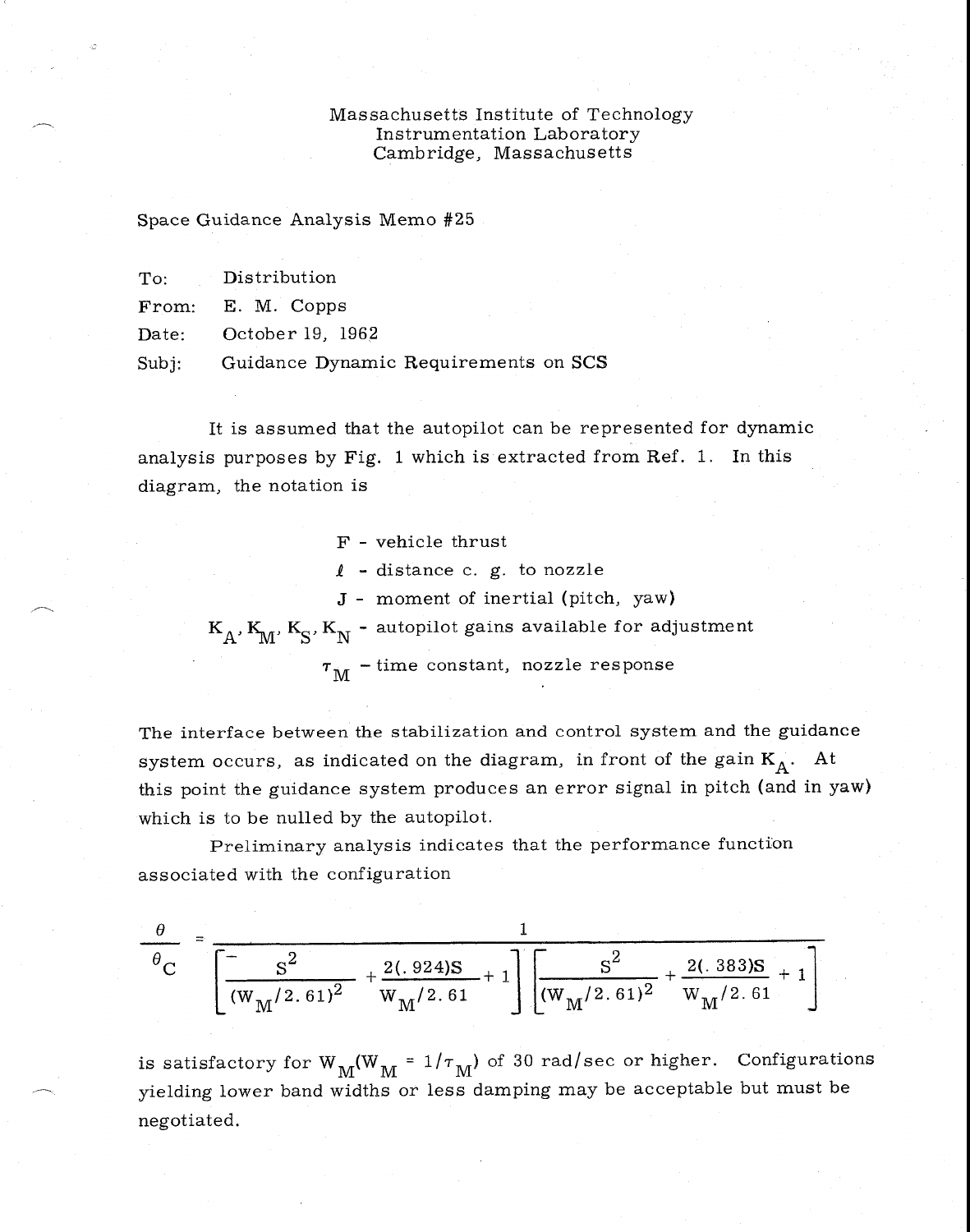Massachusetts Institute of Technology
Instrumentation Laboratory
Cambridge, Massachusetts

Space Guidance Analysis Memo #25

To: Distribution

From: E. M. Copps

Date: October 19, 1962

Subj: Guidance Dynamic Requirements on SCS

It is assumed that the autopilot can be represented for dynamic analysis purposes by Fig. 1 which is extracted from Ref. 1. In this diagram, the notation is

$F$ - vehicle thrust

$\ell$ - distance c. g. to nozzle

$J$ - moment of inertial (pitch, yaw)

$K_A, K_M, K_S, K_N$ - autopilot gains available for adjustment

$\tau_M$ - time constant, nozzle response

The interface between the stabilization and control system and the guidance system occurs, as indicated on the diagram, in front of the gain $K_A$. At this point the guidance system produces an error signal in pitch (and in yaw) which is to be nulled by the autopilot.

Preliminary analysis indicates that the performance function associated with the configuration

$$\frac{\theta}{\theta_C} = \frac{1}{\left[\frac{S^2}{(W_M/2.61)^2} + \frac{2(.924)S}{W_M/2.61} + 1\right]\left[\frac{S^2}{(W_M/2.61)^2} + \frac{2(.383)S}{W_M/2.61} + 1\right]}$$

is satisfactory for $W_M (W_M = 1/\tau_M)$ of 30 rad/sec or higher. Configurations yielding lower band widths or less damping may be acceptable but must be negotiated.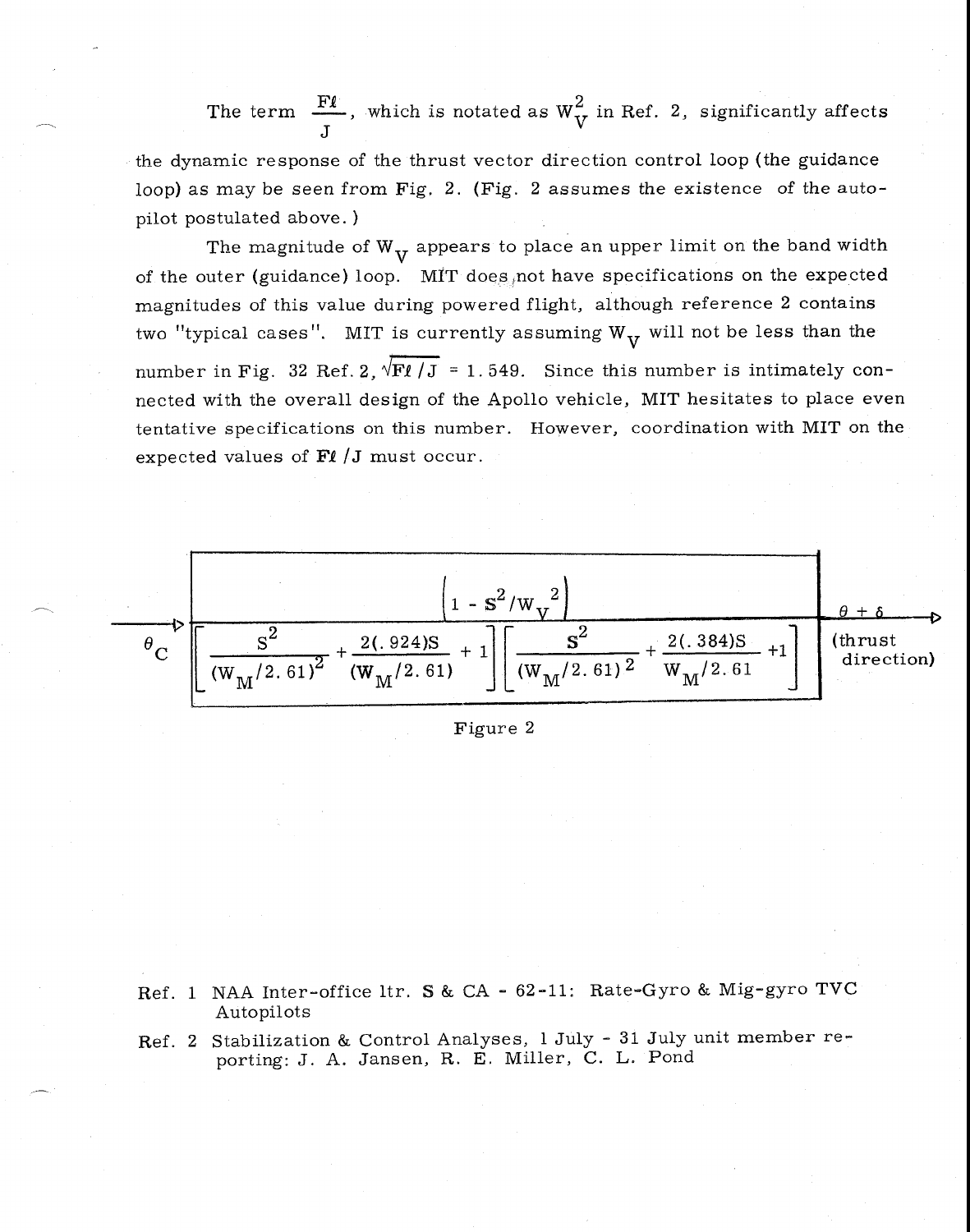The term $\frac{F\ell}{J}$, which is notated as $W_V^2$ in Ref. 2, significantly affects the dynamic response of the thrust vector direction control loop (the guidance loop) as may be seen from Fig. 2. (Fig. 2 assumes the existence of the autopilot postulated above.)

The magnitude of $W_V$ appears to place an upper limit on the band width of the outer (guidance) loop. MIT does not have specifications on the expected magnitudes of this value during powered flight, although reference 2 contains two "typical cases". MIT is currently assuming $W_V$ will not be less than the number in Fig. 32 Ref. 2, $\sqrt{F\ell/J} = 1.549$. Since this number is intimately connected with the overall design of the Apollo vehicle, MIT hesitates to place even tentative specifications on this number. However, coordination with MIT on the expected values of $F\ell/J$ must occur.

$$\theta_C \longrightarrow \frac{\left(1 - S^2/W_V^{\,2}\right)}{\left[\frac{S^2}{(W_M/2.61)^2} + \frac{2(.924)S}{(W_M/2.61)} + 1\right]\left[\frac{S^2}{(W_M/2.61)^2} + \frac{2(.384)S}{W_M/2.61} + 1\right]} \longrightarrow \theta + \delta$$

(thrust direction)

Figure 2

Ref. 1 NAA Inter-office ltr. S & CA - 62-11: Rate-Gyro & Mig-gyro TVC Autopilots

Ref. 2 Stabilization & Control Analyses, 1 July - 31 July unit member reporting: J. A. Jansen, R. E. Miller, C. L. Pond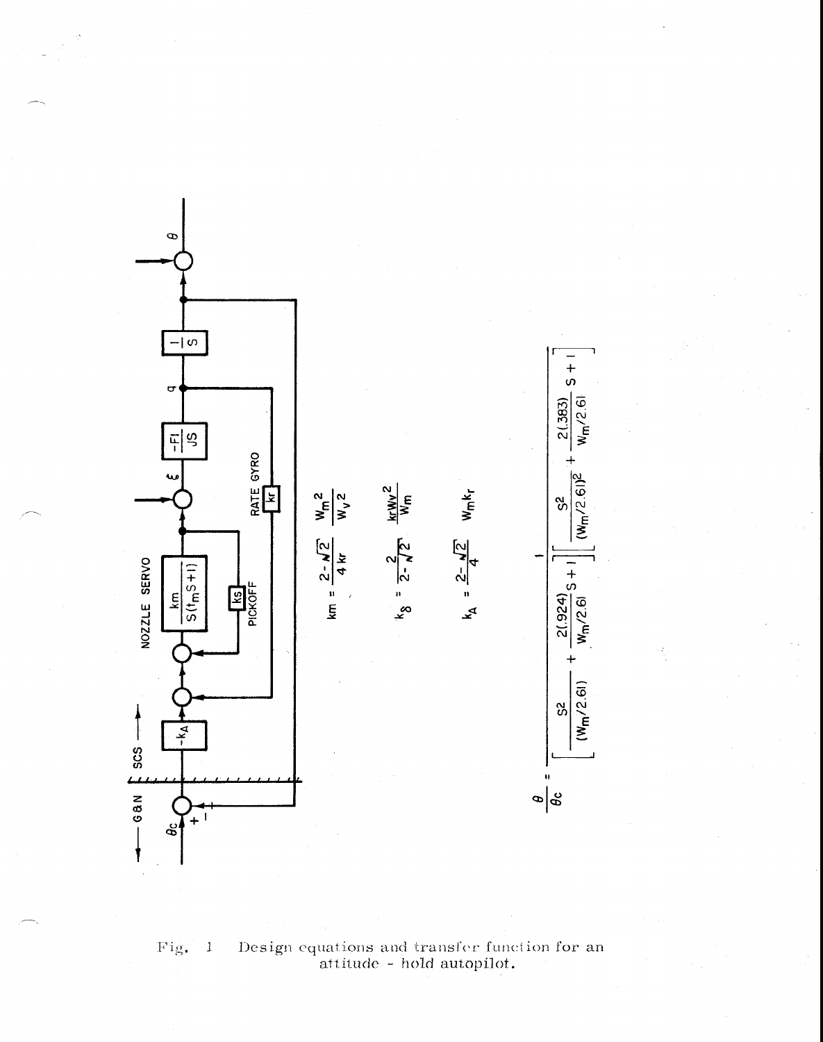G&N

SCS

$\theta_c$

+

−

$-k_A$

NOZZLE SERVO

$\frac{k_m}{S(t_m S+1)}$

$k_s$

PICKOFF

RATE GYRO

$k_r$

$\xi$

$\frac{-F l}{J S}$

q

$\frac{1}{S}$

$\theta$

$$k_m = \frac{2-\sqrt{2}}{4\,k_r} \quad \frac{W_m^2}{W_v^2}$$

$$k_\delta = \frac{2}{2-\sqrt{2}} \quad \frac{k_r W_v^2}{W_m}$$

$$k_A = \frac{2-\sqrt{2}}{4} \quad W_m k_r$$

$$\frac{\theta}{\theta_c} = \frac{1}{\left[\frac{S^2}{(W_m/2.61)} + \frac{2(.924)}{W_m/2.61} S + 1\right]\left[\frac{S^2}{(W_m/2.61)^2} + \frac{2(.383)}{W_m/2.61} S + 1\right]}$$

Fig. 1 Design equations and transfer function for an attitude - hold autopilot.